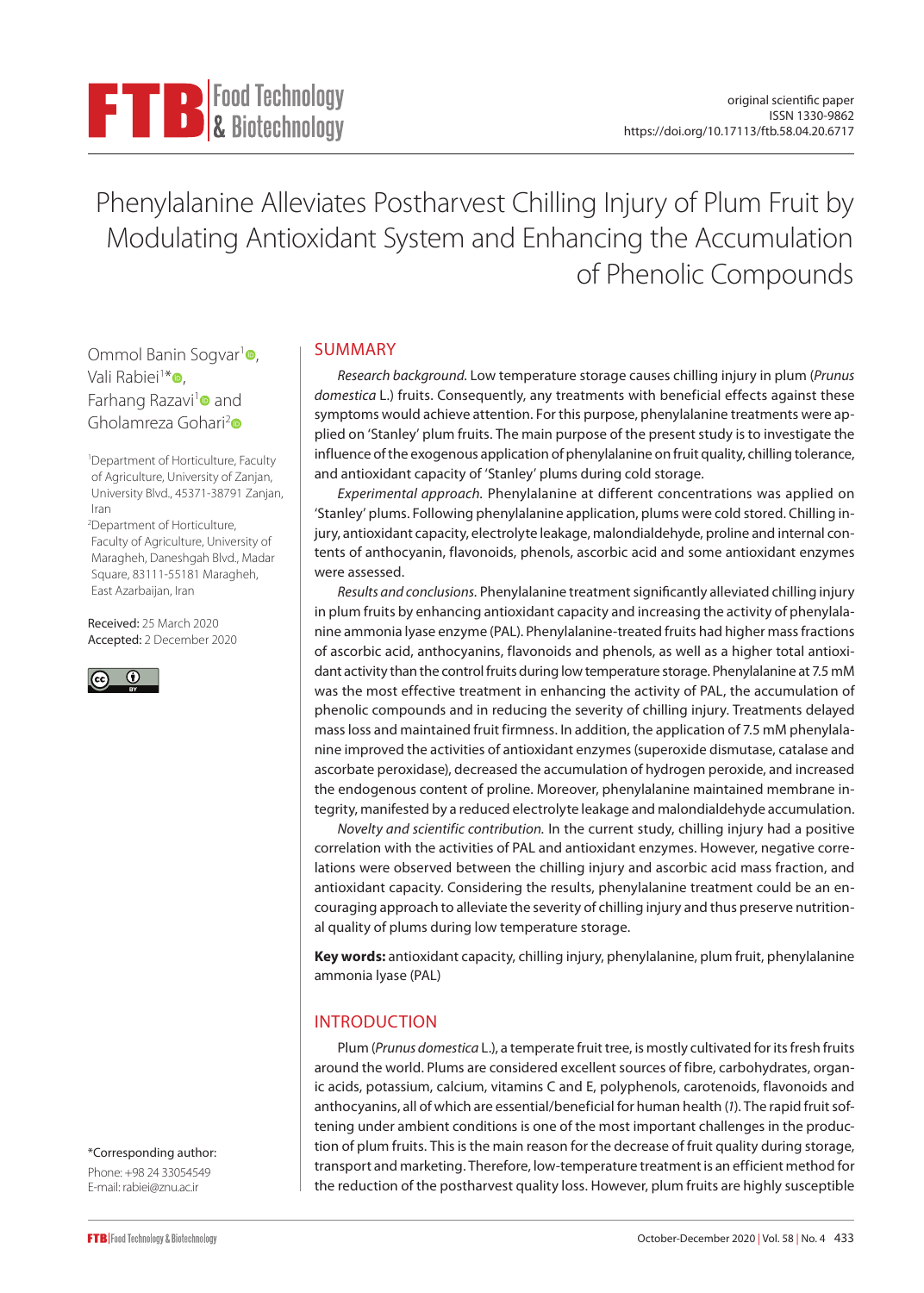original scientific paper
ISSN 1330-9862
https://doi.org/10.17113/ftb.58.04.20.6717

# Phenylalanine Alleviates Postharvest Chilling Injury of Plum Fruit by Modulating Antioxidant System and Enhancing the Accumulation of Phenolic Compounds

Ommol Banin Sogvar[1], Vali Rabiei[1]*, Farhang Razavi[1] and Gholamreza Gohari[2]

[1]Department of Horticulture, Faculty of Agriculture, University of Zanjan, University Blvd., 45371-38791 Zanjan, Iran

[2]Department of Horticulture, Faculty of Agriculture, University of Maragheh, Daneshgah Blvd., Madar Square, 83111-55181 Maragheh, East Azarbaijan, Iran

Received: 25 March 2020
Accepted: 2 December 2020

*Corresponding author:
Phone: +98 24 33054549
E-mail: rabiei@znu.ac.ir

## SUMMARY

*Research background.* Low temperature storage causes chilling injury in plum (*Prunus domestica* L.) fruits. Consequently, any treatments with beneficial effects against these symptoms would achieve attention. For this purpose, phenylalanine treatments were applied on 'Stanley' plum fruits. The main purpose of the present study is to investigate the influence of the exogenous application of phenylalanine on fruit quality, chilling tolerance, and antioxidant capacity of 'Stanley' plums during cold storage.

*Experimental approach.* Phenylalanine at different concentrations was applied on 'Stanley' plums. Following phenylalanine application, plums were cold stored. Chilling injury, antioxidant capacity, electrolyte leakage, malondialdehyde, proline and internal contents of anthocyanin, flavonoids, phenols, ascorbic acid and some antioxidant enzymes were assessed.

*Results and conclusions.* Phenylalanine treatment significantly alleviated chilling injury in plum fruits by enhancing antioxidant capacity and increasing the activity of phenylalanine ammonia lyase enzyme (PAL). Phenylalanine-treated fruits had higher mass fractions of ascorbic acid, anthocyanins, flavonoids and phenols, as well as a higher total antioxidant activity than the control fruits during low temperature storage. Phenylalanine at 7.5 mM was the most effective treatment in enhancing the activity of PAL, the accumulation of phenolic compounds and in reducing the severity of chilling injury. Treatments delayed mass loss and maintained fruit firmness. In addition, the application of 7.5 mM phenylalanine improved the activities of antioxidant enzymes (superoxide dismutase, catalase and ascorbate peroxidase), decreased the accumulation of hydrogen peroxide, and increased the endogenous content of proline. Moreover, phenylalanine maintained membrane integrity, manifested by a reduced electrolyte leakage and malondialdehyde accumulation.

*Novelty and scientific contribution.* In the current study, chilling injury had a positive correlation with the activities of PAL and antioxidant enzymes. However, negative correlations were observed between the chilling injury and ascorbic acid mass fraction, and antioxidant capacity. Considering the results, phenylalanine treatment could be an encouraging approach to alleviate the severity of chilling injury and thus preserve nutritional quality of plums during low temperature storage.

**Key words:** antioxidant capacity, chilling injury, phenylalanine, plum fruit, phenylalanine ammonia lyase (PAL)

## INTRODUCTION

Plum (*Prunus domestica* L.), a temperate fruit tree, is mostly cultivated for its fresh fruits around the world. Plums are considered excellent sources of fibre, carbohydrates, organic acids, potassium, calcium, vitamins C and E, polyphenols, carotenoids, flavonoids and anthocyanins, all of which are essential/beneficial for human health (*1*). The rapid fruit softening under ambient conditions is one of the most important challenges in the production of plum fruits. This is the main reason for the decrease of fruit quality during storage, transport and marketing. Therefore, low-temperature treatment is an efficient method for the reduction of the postharvest quality loss. However, plum fruits are highly susceptible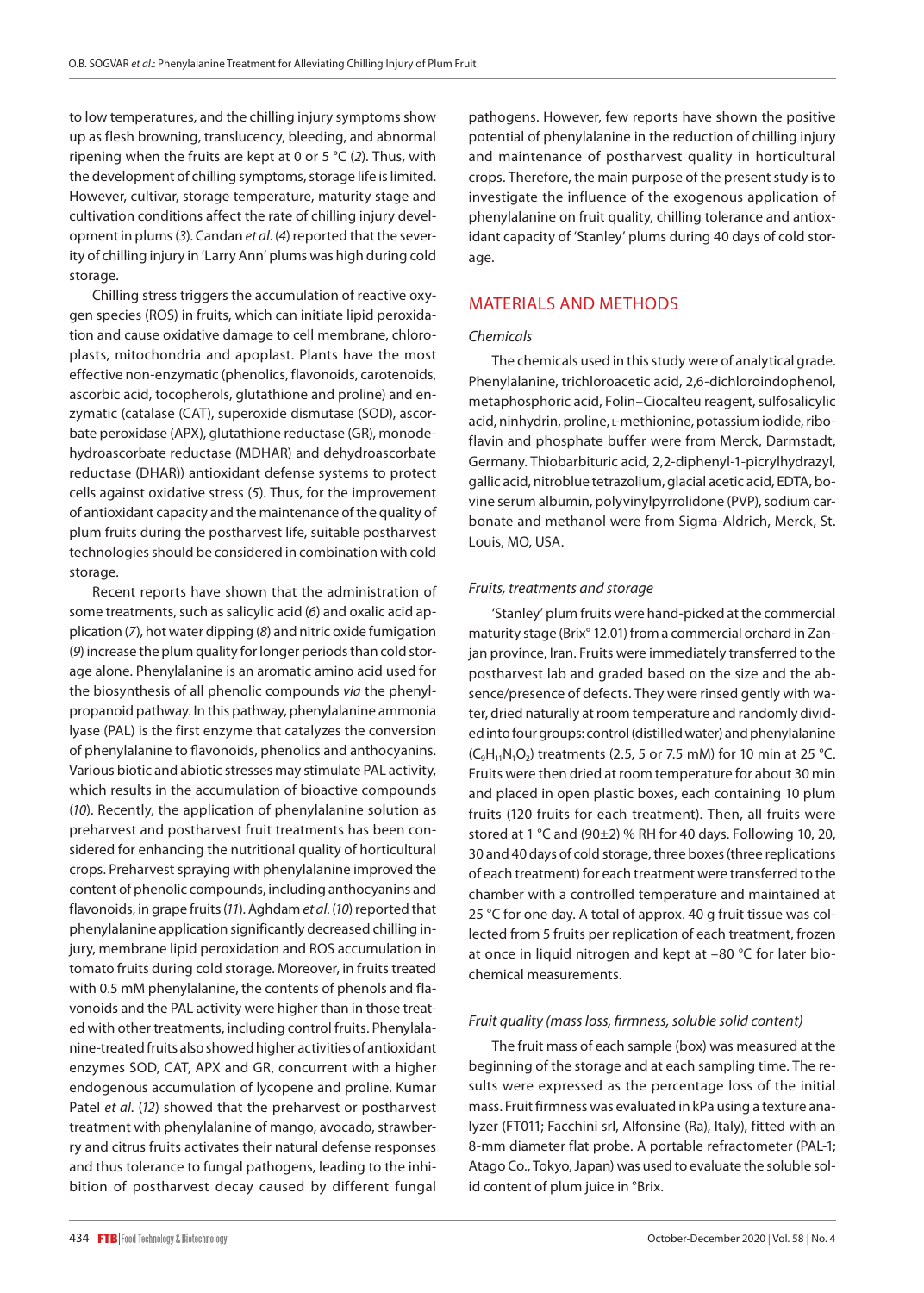to low temperatures, and the chilling injury symptoms show up as flesh browning, translucency, bleeding, and abnormal ripening when the fruits are kept at 0 or 5 °C (*2*). Thus, with the development of chilling symptoms, storage life is limited. However, cultivar, storage temperature, maturity stage and cultivation conditions affect the rate of chilling injury development in plums (*3*). Candan *et al.* (*4*) reported that the severity of chilling injury in 'Larry Ann' plums was high during cold storage.

Chilling stress triggers the accumulation of reactive oxygen species (ROS) in fruits, which can initiate lipid peroxidation and cause oxidative damage to cell membrane, chloroplasts, mitochondria and apoplast. Plants have the most effective non-enzymatic (phenolics, flavonoids, carotenoids, ascorbic acid, tocopherols, glutathione and proline) and enzymatic (catalase (CAT), superoxide dismutase (SOD), ascorbate peroxidase (APX), glutathione reductase (GR), monodehydroascorbate reductase (MDHAR) and dehydroascorbate reductase (DHAR)) antioxidant defense systems to protect cells against oxidative stress (*5*). Thus, for the improvement of antioxidant capacity and the maintenance of the quality of plum fruits during the postharvest life, suitable postharvest technologies should be considered in combination with cold storage.

Recent reports have shown that the administration of some treatments, such as salicylic acid (*6*) and oxalic acid application (*7*), hot water dipping (*8*) and nitric oxide fumigation (*9*) increase the plum quality for longer periods than cold storage alone. Phenylalanine is an aromatic amino acid used for the biosynthesis of all phenolic compounds *via* the phenylpropanoid pathway. In this pathway, phenylalanine ammonia lyase (PAL) is the first enzyme that catalyzes the conversion of phenylalanine to flavonoids, phenolics and anthocyanins. Various biotic and abiotic stresses may stimulate PAL activity, which results in the accumulation of bioactive compounds (*10*). Recently, the application of phenylalanine solution as preharvest and postharvest fruit treatments has been considered for enhancing the nutritional quality of horticultural crops. Preharvest spraying with phenylalanine improved the content of phenolic compounds, including anthocyanins and flavonoids, in grape fruits (*11*). Aghdam *et al.* (*10*) reported that phenylalanine application significantly decreased chilling injury, membrane lipid peroxidation and ROS accumulation in tomato fruits during cold storage. Moreover, in fruits treated with 0.5 mM phenylalanine, the contents of phenols and flavonoids and the PAL activity were higher than in those treated with other treatments, including control fruits. Phenylalanine-treated fruits also showed higher activities of antioxidant enzymes SOD, CAT, APX and GR, concurrent with a higher endogenous accumulation of lycopene and proline. Kumar Patel *et al.* (*12*) showed that the preharvest or postharvest treatment with phenylalanine of mango, avocado, strawberry and citrus fruits activates their natural defense responses and thus tolerance to fungal pathogens, leading to the inhibition of postharvest decay caused by different fungal pathogens. However, few reports have shown the positive potential of phenylalanine in the reduction of chilling injury and maintenance of postharvest quality in horticultural crops. Therefore, the main purpose of the present study is to investigate the influence of the exogenous application of phenylalanine on fruit quality, chilling tolerance and antioxidant capacity of 'Stanley' plums during 40 days of cold storage.

## MATERIALS AND METHODS

### Chemicals

The chemicals used in this study were of analytical grade. Phenylalanine, trichloroacetic acid, 2,6-dichloroindophenol, metaphosphoric acid, Folin–Ciocalteu reagent, sulfosalicylic acid, ninhydrin, proline, L-methionine, potassium iodide, riboflavin and phosphate buffer were from Merck, Darmstadt, Germany. Thiobarbituric acid, 2,2-diphenyl-1-picrylhydrazyl, gallic acid, nitroblue tetrazolium, glacial acetic acid, EDTA, bovine serum albumin, polyvinylpyrrolidone (PVP), sodium carbonate and methanol were from Sigma-Aldrich, Merck, St. Louis, MO, USA.

### Fruits, treatments and storage

'Stanley' plum fruits were hand-picked at the commercial maturity stage (Brix° 12.01) from a commercial orchard in Zanjan province, Iran. Fruits were immediately transferred to the postharvest lab and graded based on the size and the absence/presence of defects. They were rinsed gently with water, dried naturally at room temperature and randomly divided into four groups: control (distilled water) and phenylalanine ($C_9H_{11}N_1O_2$) treatments (2.5, 5 or 7.5 mM) for 10 min at 25 °C. Fruits were then dried at room temperature for about 30 min and placed in open plastic boxes, each containing 10 plum fruits (120 fruits for each treatment). Then, all fruits were stored at 1 °C and (90±2) % RH for 40 days. Following 10, 20, 30 and 40 days of cold storage, three boxes (three replications of each treatment) for each treatment were transferred to the chamber with a controlled temperature and maintained at 25 °C for one day. A total of approx. 40 g fruit tissue was collected from 5 fruits per replication of each treatment, frozen at once in liquid nitrogen and kept at −80 °C for later biochemical measurements.

### Fruit quality (mass loss, firmness, soluble solid content)

The fruit mass of each sample (box) was measured at the beginning of the storage and at each sampling time. The results were expressed as the percentage loss of the initial mass. Fruit firmness was evaluated in kPa using a texture analyzer (FT011; Facchini srl, Alfonsine (Ra), Italy), fitted with an 8-mm diameter flat probe. A portable refractometer (PAL-1; Atago Co., Tokyo, Japan) was used to evaluate the soluble solid content of plum juice in °Brix.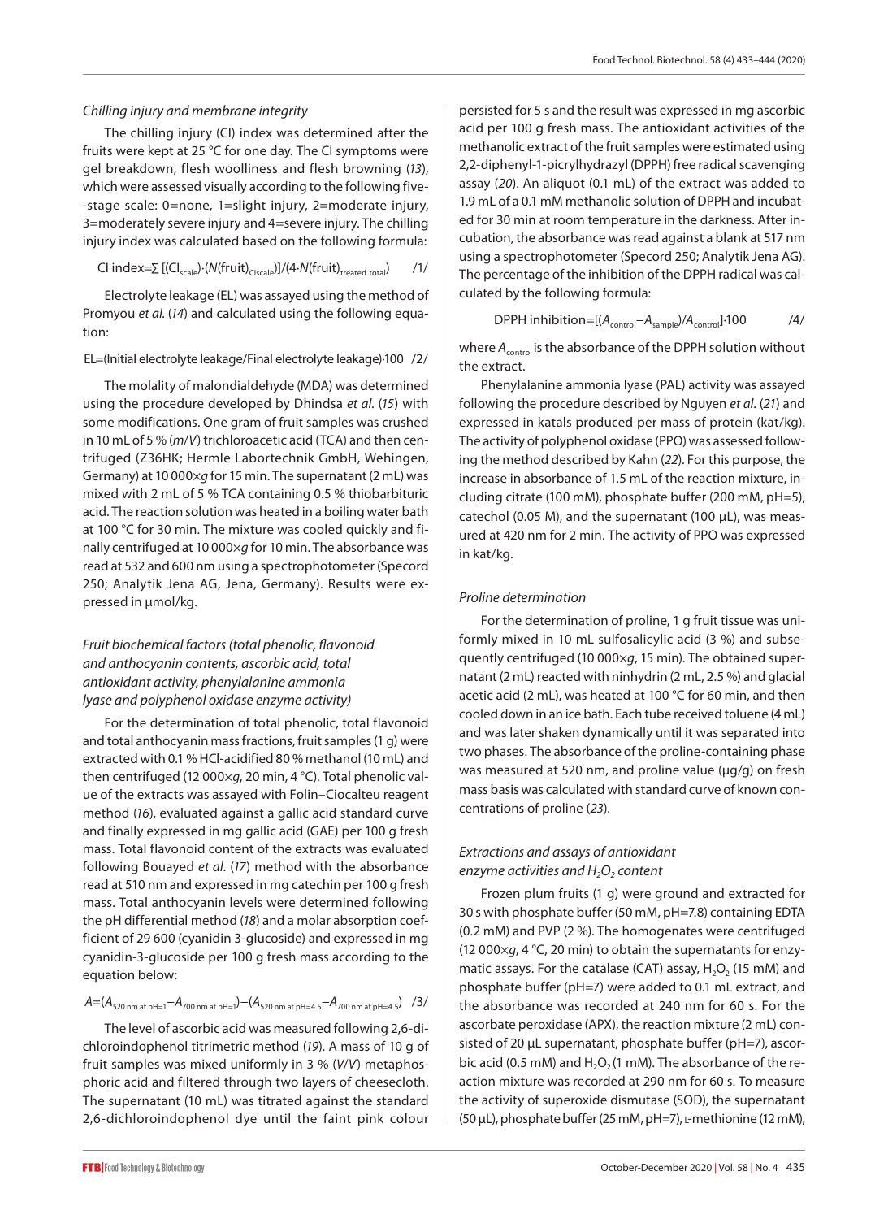### Chilling injury and membrane integrity

The chilling injury (CI) index was determined after the fruits were kept at 25 °C for one day. The CI symptoms were gel breakdown, flesh woolliness and flesh browning (*13*), which were assessed visually according to the following five-stage scale: 0=none, 1=slight injury, 2=moderate injury, 3=moderately severe injury and 4=severe injury. The chilling injury index was calculated based on the following formula:

$$\text{CI index}=\sum [(\text{CI}_{\text{scale}})\cdot(N(\text{fruit})_{\text{CIscale}})]/(4\cdot N(\text{fruit})_{\text{treated total}}) \qquad /1/$$

Electrolyte leakage (EL) was assayed using the method of Promyou *et al.* (*14*) and calculated using the following equation:

$$\text{EL}=(\text{Initial electrolyte leakage}/\text{Final electrolyte leakage})\cdot 100 \qquad /2/$$

The molality of malondialdehyde (MDA) was determined using the procedure developed by Dhindsa *et al.* (*15*) with some modifications. One gram of fruit samples was crushed in 10 mL of 5 % (*m*/*V*) trichloroacetic acid (TCA) and then centrifuged (Z36HK; Hermle Labortechnik GmbH, Wehingen, Germany) at 10 000×*g* for 15 min. The supernatant (2 mL) was mixed with 2 mL of 5 % TCA containing 0.5 % thiobarbituric acid. The reaction solution was heated in a boiling water bath at 100 °C for 30 min. The mixture was cooled quickly and finally centrifuged at 10 000×*g* for 10 min. The absorbance was read at 532 and 600 nm using a spectrophotometer (Specord 250; Analytik Jena AG, Jena, Germany). Results were expressed in µmol/kg.

### Fruit biochemical factors (total phenolic, flavonoid and anthocyanin contents, ascorbic acid, total antioxidant activity, phenylalanine ammonia lyase and polyphenol oxidase enzyme activity)

For the determination of total phenolic, total flavonoid and total anthocyanin mass fractions, fruit samples (1 g) were extracted with 0.1 % HCl-acidified 80 % methanol (10 mL) and then centrifuged (12 000×*g*, 20 min, 4 °C). Total phenolic value of the extracts was assayed with Folin–Ciocalteu reagent method (*16*), evaluated against a gallic acid standard curve and finally expressed in mg gallic acid (GAE) per 100 g fresh mass. Total flavonoid content of the extracts was evaluated following Bouayed *et al.* (*17*) method with the absorbance read at 510 nm and expressed in mg catechin per 100 g fresh mass. Total anthocyanin levels were determined following the pH differential method (*18*) and a molar absorption coefficient of 29 600 (cyanidin 3-glucoside) and expressed in mg cyanidin-3-glucoside per 100 g fresh mass according to the equation below:

$$A=(A_{520\text{ nm at pH}=1}-A_{700\text{ nm at pH}=1})-(A_{520\text{ nm at pH}=4.5}-A_{700\text{ nm at pH}=4.5}) \qquad /3/$$

The level of ascorbic acid was measured following 2,6-dichloroindophenol titrimetric method (*19*). A mass of 10 g of fruit samples was mixed uniformly in 3 % (*V*/*V*) metaphosphoric acid and filtered through two layers of cheesecloth. The supernatant (10 mL) was titrated against the standard 2,6-dichloroindophenol dye until the faint pink colour persisted for 5 s and the result was expressed in mg ascorbic acid per 100 g fresh mass. The antioxidant activities of the methanolic extract of the fruit samples were estimated using 2,2-diphenyl-1-picrylhydrazyl (DPPH) free radical scavenging assay (*20*). An aliquot (0.1 mL) of the extract was added to 1.9 mL of a 0.1 mM methanolic solution of DPPH and incubated for 30 min at room temperature in the darkness. After incubation, the absorbance was read against a blank at 517 nm using a spectrophotometer (Specord 250; Analytik Jena AG). The percentage of the inhibition of the DPPH radical was calculated by the following formula:

$$\text{DPPH inhibition}=[(A_{\text{control}}-A_{\text{sample}})/A_{\text{control}}]\cdot 100 \qquad /4/$$

where $A_{\text{control}}$ is the absorbance of the DPPH solution without the extract.

Phenylalanine ammonia lyase (PAL) activity was assayed following the procedure described by Nguyen *et al.* (*21*) and expressed in katals produced per mass of protein (kat/kg). The activity of polyphenol oxidase (PPO) was assessed following the method described by Kahn (*22*). For this purpose, the increase in absorbance of 1.5 mL of the reaction mixture, including citrate (100 mM), phosphate buffer (200 mM, pH=5), catechol (0.05 M), and the supernatant (100 µL), was measured at 420 nm for 2 min. The activity of PPO was expressed in kat/kg.

### Proline determination

For the determination of proline, 1 g fruit tissue was uniformly mixed in 10 mL sulfosalicylic acid (3 %) and subsequently centrifuged (10 000×*g*, 15 min). The obtained supernatant (2 mL) reacted with ninhydrin (2 mL, 2.5 %) and glacial acetic acid (2 mL), was heated at 100 °C for 60 min, and then cooled down in an ice bath. Each tube received toluene (4 mL) and was later shaken dynamically until it was separated into two phases. The absorbance of the proline-containing phase was measured at 520 nm, and proline value (µg/g) on fresh mass basis was calculated with standard curve of known concentrations of proline (*23*).

### Extractions and assays of antioxidant enzyme activities and $H_2O_2$ content

Frozen plum fruits (1 g) were ground and extracted for 30 s with phosphate buffer (50 mM, pH=7.8) containing EDTA (0.2 mM) and PVP (2 %). The homogenates were centrifuged (12 000×*g*, 4 °C, 20 min) to obtain the supernatants for enzymatic assays. For the catalase (CAT) assay, $H_2O_2$ (15 mM) and phosphate buffer (pH=7) were added to 0.1 mL extract, and the absorbance was recorded at 240 nm for 60 s. For the ascorbate peroxidase (APX), the reaction mixture (2 mL) consisted of 20 µL supernatant, phosphate buffer (pH=7), ascorbic acid (0.5 mM) and $H_2O_2$ (1 mM). The absorbance of the reaction mixture was recorded at 290 nm for 60 s. To measure the activity of superoxide dismutase (SOD), the supernatant (50 µL), phosphate buffer (25 mM, pH=7), L-methionine (12 mM),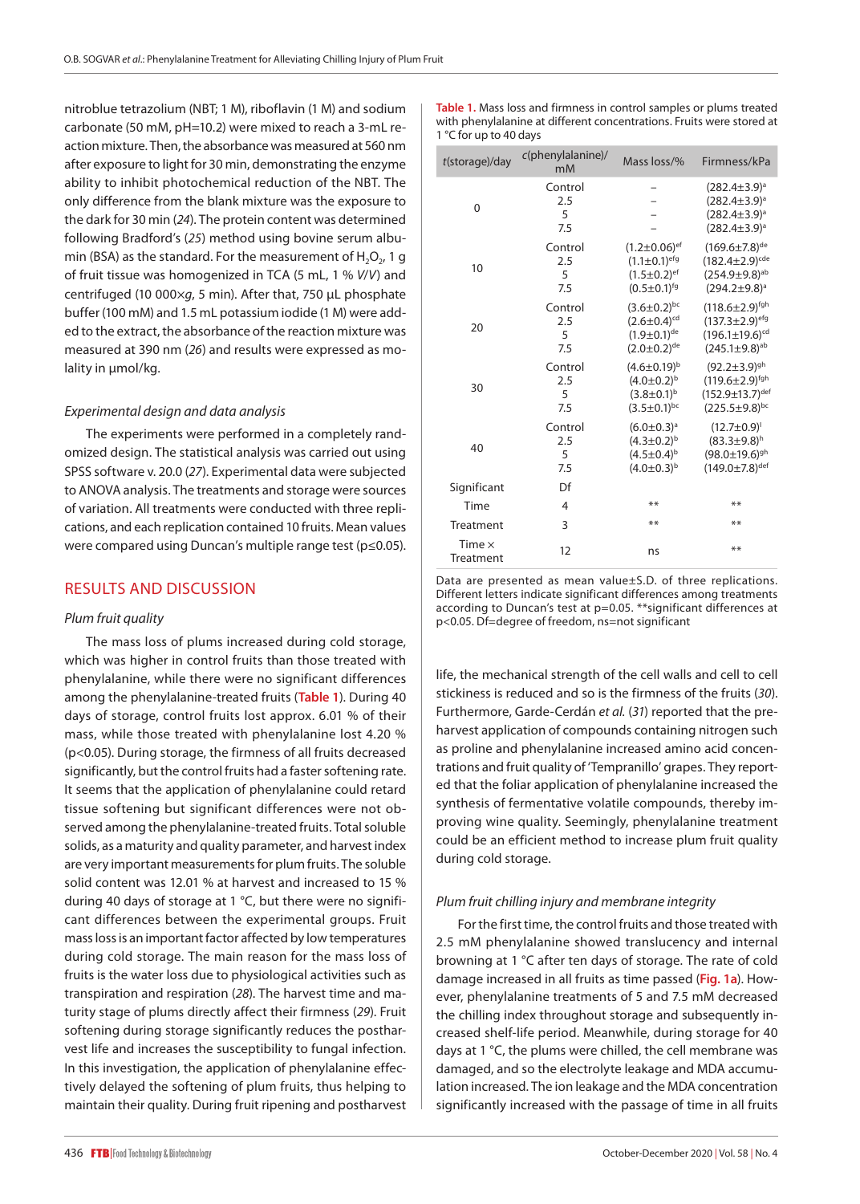nitroblue tetrazolium (NBT; 1 M), riboflavin (1 M) and sodium carbonate (50 mM, pH=10.2) were mixed to reach a 3-mL reaction mixture. Then, the absorbance was measured at 560 nm after exposure to light for 30 min, demonstrating the enzyme ability to inhibit photochemical reduction of the NBT. The only difference from the blank mixture was the exposure to the dark for 30 min (*24*). The protein content was determined following Bradford's (*25*) method using bovine serum albumin (BSA) as the standard. For the measurement of $H_2O_2$, 1 g of fruit tissue was homogenized in TCA (5 mL, 1 % *V/V*) and centrifuged (10 000×*g*, 5 min). After that, 750 µL phosphate buffer (100 mM) and 1.5 mL potassium iodide (1 M) were added to the extract, the absorbance of the reaction mixture was measured at 390 nm (*26*) and results were expressed as molality in µmol/kg.

### *Experimental design and data analysis*

The experiments were performed in a completely randomized design. The statistical analysis was carried out using SPSS software v. 20.0 (*27*). Experimental data were subjected to ANOVA analysis. The treatments and storage were sources of variation. All treatments were conducted with three replications, and each replication contained 10 fruits. Mean values were compared using Duncan's multiple range test (p≤0.05).

## RESULTS AND DISCUSSION

### *Plum fruit quality*

The mass loss of plums increased during cold storage, which was higher in control fruits than those treated with phenylalanine, while there were no significant differences among the phenylalanine-treated fruits (Table 1). During 40 days of storage, control fruits lost approx. 6.01 % of their mass, while those treated with phenylalanine lost 4.20 % (p<0.05). During storage, the firmness of all fruits decreased significantly, but the control fruits had a faster softening rate. It seems that the application of phenylalanine could retard tissue softening but significant differences were not observed among the phenylalanine-treated fruits. Total soluble solids, as a maturity and quality parameter, and harvest index are very important measurements for plum fruits. The soluble solid content was 12.01 % at harvest and increased to 15 % during 40 days of storage at 1 °C, but there were no significant differences between the experimental groups. Fruit mass loss is an important factor affected by low temperatures during cold storage. The main reason for the mass loss of fruits is the water loss due to physiological activities such as transpiration and respiration (*28*). The harvest time and maturity stage of plums directly affect their firmness (*29*). Fruit softening during storage significantly reduces the postharvest life and increases the susceptibility to fungal infection. In this investigation, the application of phenylalanine effectively delayed the softening of plum fruits, thus helping to maintain their quality. During fruit ripening and postharvest life, the mechanical strength of the cell walls and cell to cell stickiness is reduced and so is the firmness of the fruits (*30*). Furthermore, Garde-Cerdán *et al.* (*31*) reported that the preharvest application of compounds containing nitrogen such as proline and phenylalanine increased amino acid concentrations and fruit quality of 'Tempranillo' grapes. They reported that the foliar application of phenylalanine increased the synthesis of fermentative volatile compounds, thereby improving wine quality. Seemingly, phenylalanine treatment could be an efficient method to increase plum fruit quality during cold storage.

Table 1. Mass loss and firmness in control samples or plums treated with phenylalanine at different concentrations. Fruits were stored at 1 °C for up to 40 days

| *t*(storage)/day | *c*(phenylalanine)/mM | Mass loss/% | Firmness/kPa |
|---|---|---|---|
| 0 | Control | – | $(282.4\pm3.9)^{a}$ |
| | 2.5 | – | $(282.4\pm3.9)^{a}$ |
| | 5 | – | $(282.4\pm3.9)^{a}$ |
| | 7.5 | – | $(282.4\pm3.9)^{a}$ |
| 10 | Control | $(1.2\pm0.06)^{ef}$ | $(169.6\pm7.8)^{de}$ |
| | 2.5 | $(1.1\pm0.1)^{efg}$ | $(182.4\pm2.9)^{cde}$ |
| | 5 | $(1.5\pm0.2)^{ef}$ | $(254.9\pm9.8)^{ab}$ |
| | 7.5 | $(0.5\pm0.1)^{fg}$ | $(294.2\pm9.8)^{a}$ |
| 20 | Control | $(3.6\pm0.2)^{bc}$ | $(118.6\pm2.9)^{fgh}$ |
| | 2.5 | $(2.6\pm0.4)^{cd}$ | $(137.3\pm2.9)^{efg}$ |
| | 5 | $(1.9\pm0.1)^{de}$ | $(196.1\pm19.6)^{cd}$ |
| | 7.5 | $(2.0\pm0.2)^{de}$ | $(245.1\pm9.8)^{ab}$ |
| 30 | Control | $(4.6\pm0.19)^{b}$ | $(92.2\pm3.9)^{gh}$ |
| | 2.5 | $(4.0\pm0.2)^{b}$ | $(119.6\pm2.9)^{fgh}$ |
| | 5 | $(3.8\pm0.1)^{b}$ | $(152.9\pm13.7)^{def}$ |
| | 7.5 | $(3.5\pm0.1)^{bc}$ | $(225.5\pm9.8)^{bc}$ |
| 40 | Control | $(6.0\pm0.3)^{a}$ | $(12.7\pm0.9)^{i}$ |
| | 2.5 | $(4.3\pm0.2)^{b}$ | $(83.3\pm9.8)^{h}$ |
| | 5 | $(4.5\pm0.4)^{b}$ | $(98.0\pm19.6)^{gh}$ |
| | 7.5 | $(4.0\pm0.3)^{b}$ | $(149.0\pm7.8)^{def}$ |
| Significant | Df | | |
| Time | 4 | ** | ** |
| Treatment | 3 | ** | ** |
| Time × Treatment | 12 | ns | ** |

Data are presented as mean value±S.D. of three replications. Different letters indicate significant differences among treatments according to Duncan's test at p=0.05. **significant differences at p<0.05. Df=degree of freedom, ns=not significant

### *Plum fruit chilling injury and membrane integrity*

For the first time, the control fruits and those treated with 2.5 mM phenylalanine showed translucency and internal browning at 1 °C after ten days of storage. The rate of cold damage increased in all fruits as time passed (Fig. 1a). However, phenylalanine treatments of 5 and 7.5 mM decreased the chilling index throughout storage and subsequently increased shelf-life period. Meanwhile, during storage for 40 days at 1 °C, the plums were chilled, the cell membrane was damaged, and so the electrolyte leakage and MDA accumulation increased. The ion leakage and the MDA concentration significantly increased with the passage of time in all fruits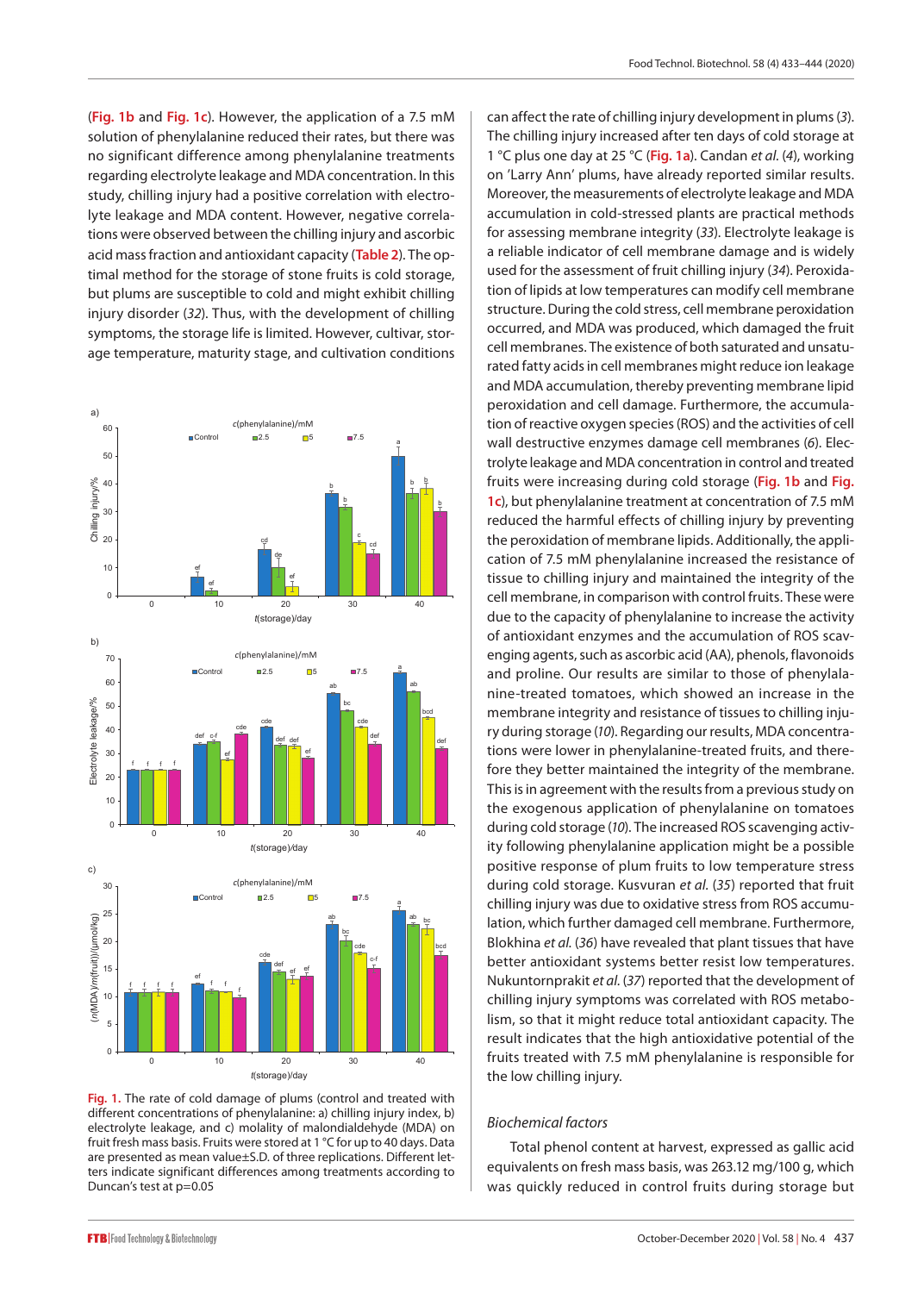(Fig. 1b and Fig. 1c). However, the application of a 7.5 mM solution of phenylalanine reduced their rates, but there was no significant difference among phenylalanine treatments regarding electrolyte leakage and MDA concentration. In this study, chilling injury had a positive correlation with electrolyte leakage and MDA content. However, negative correlations were observed between the chilling injury and ascorbic acid mass fraction and antioxidant capacity (Table 2). The optimal method for the storage of stone fruits is cold storage, but plums are susceptible to cold and might exhibit chilling injury disorder (32). Thus, with the development of chilling symptoms, the storage life is limited. However, cultivar, storage temperature, maturity stage, and cultivation conditions can affect the rate of chilling injury development in plums (3). The chilling injury increased after ten days of cold storage at 1 °C plus one day at 25 °C (Fig. 1a). Candan *et al.* (4), working on 'Larry Ann' plums, have already reported similar results. Moreover, the measurements of electrolyte leakage and MDA accumulation in cold-stressed plants are practical methods for assessing membrane integrity (33). Electrolyte leakage is a reliable indicator of cell membrane damage and is widely used for the assessment of fruit chilling injury (34). Peroxidation of lipids at low temperatures can modify cell membrane structure. During the cold stress, cell membrane peroxidation occurred, and MDA was produced, which damaged the fruit cell membranes. The existence of both saturated and unsaturated fatty acids in cell membranes might reduce ion leakage and MDA accumulation, thereby preventing membrane lipid peroxidation and cell damage. Furthermore, the accumulation of reactive oxygen species (ROS) and the activities of cell wall destructive enzymes damage cell membranes (6). Electrolyte leakage and MDA concentration in control and treated fruits were increasing during cold storage (Fig. 1b and Fig. 1c), but phenylalanine treatment at concentration of 7.5 mM reduced the harmful effects of chilling injury by preventing the peroxidation of membrane lipids. Additionally, the application of 7.5 mM phenylalanine increased the resistance of tissue to chilling injury and maintained the integrity of the cell membrane, in comparison with control fruits. These were due to the capacity of phenylalanine to increase the activity of antioxidant enzymes and the accumulation of ROS scavenging agents, such as ascorbic acid (AA), phenols, flavonoids and proline. Our results are similar to those of phenylalanine-treated tomatoes, which showed an increase in the membrane integrity and resistance of tissues to chilling injury during storage (10). Regarding our results, MDA concentrations were lower in phenylalanine-treated fruits, and therefore they better maintained the integrity of the membrane. This is in agreement with the results from a previous study on the exogenous application of phenylalanine on tomatoes during cold storage (10). The increased ROS scavenging activity following phenylalanine application might be a possible positive response of plum fruits to low temperature stress during cold storage. Kusvuran *et al.* (35) reported that fruit chilling injury was due to oxidative stress from ROS accumulation, which further damaged cell membrane. Furthermore, Blokhina *et al.* (36) have revealed that plant tissues that have better antioxidant systems better resist low temperatures. Nukuntornprakit *et al.* (37) reported that the development of chilling injury symptoms was correlated with ROS metabolism, so that it might reduce total antioxidant capacity. The result indicates that the high antioxidative potential of the fruits treated with 7.5 mM phenylalanine is responsible for the low chilling injury.

Fig. 1. The rate of cold damage of plums (control and treated with different concentrations of phenylalanine: a) chilling injury index, b) electrolyte leakage, and c) molality of malondialdehyde (MDA) on fruit fresh mass basis. Fruits were stored at 1 °C for up to 40 days. Data are presented as mean value±S.D. of three replications. Different letters indicate significant differences among treatments according to Duncan's test at p=0.05

### Biochemical factors

Total phenol content at harvest, expressed as gallic acid equivalents on fresh mass basis, was 263.12 mg/100 g, which was quickly reduced in control fruits during storage but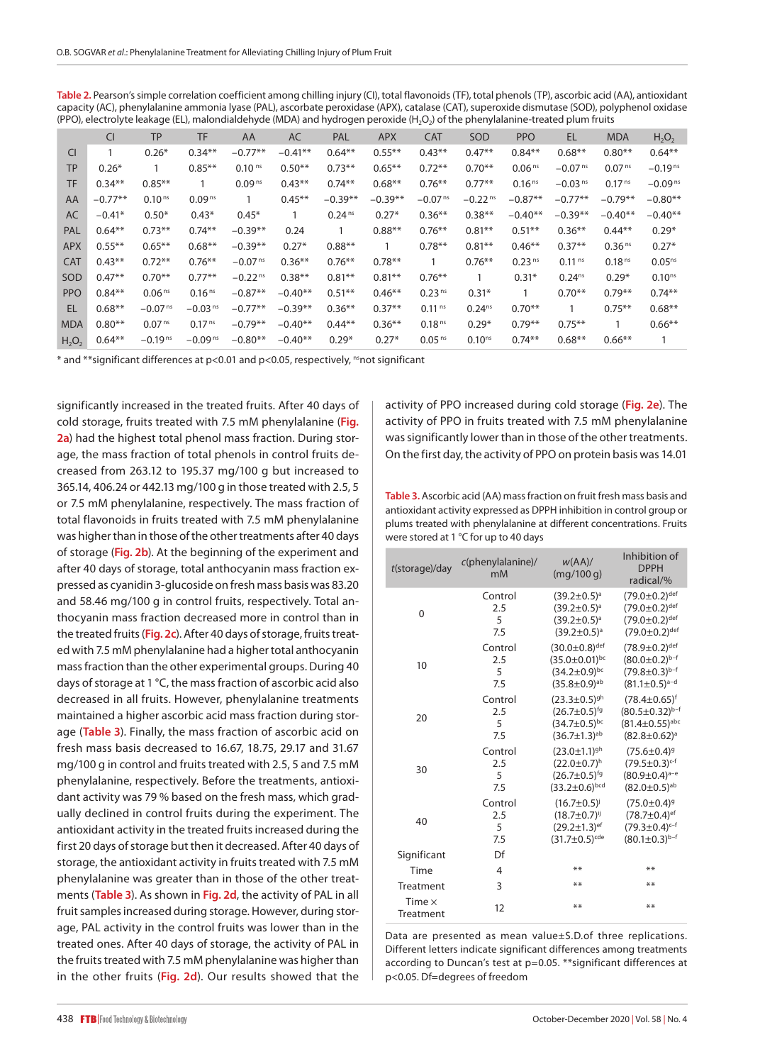**Table 2.** Pearson's simple correlation coefficient among chilling injury (CI), total flavonoids (TF), total phenols (TP), ascorbic acid (AA), antioxidant capacity (AC), phenylalanine ammonia lyase (PAL), ascorbate peroxidase (APX), catalase (CAT), superoxide dismutase (SOD), polyphenol oxidase (PPO), electrolyte leakage (EL), malondialdehyde (MDA) and hydrogen peroxide ($H_2O_2$) of the phenylalanine-treated plum fruits

| | CI | TP | TF | AA | AC | PAL | APX | CAT | SOD | PPO | EL | MDA | $H_2O_2$ |
|---|---|---|---|---|---|---|---|---|---|---|---|---|---|
| CI | 1 | 0.26* | 0.34** | −0.77** | −0.41** | 0.64** | 0.55** | 0.43** | 0.47** | 0.84** | 0.68** | 0.80** | 0.64** |
| TP | 0.26* | 1 | 0.85** | 0.10 ns | 0.50** | 0.73** | 0.65** | 0.72** | 0.70** | 0.06 ns | −0.07 ns | 0.07 ns | −0.19 ns |
| TF | 0.34** | 0.85** | 1 | 0.09 ns | 0.43** | 0.74** | 0.68** | 0.76** | 0.77** | 0.16 ns | −0.03 ns | 0.17 ns | −0.09 ns |
| AA | −0.77** | 0.10 ns | 0.09 ns | 1 | 0.45** | −0.39** | −0.39** | −0.07 ns | −0.22 ns | −0.87** | −0.77** | −0.79** | −0.80** |
| AC | −0.41* | 0.50* | 0.43* | 0.45* | 1 | 0.24 ns | 0.27* | 0.36** | 0.38** | −0.40** | −0.39** | −0.40** | −0.40** |
| PAL | 0.64** | 0.73** | 0.74** | −0.39** | 0.24 | 1 | 0.88** | 0.76** | 0.81** | 0.51** | 0.36** | 0.44** | 0.29* |
| APX | 0.55** | 0.65** | 0.68** | −0.39** | 0.27* | 0.88** | 1 | 0.78** | 0.81** | 0.46** | 0.37** | 0.36 ns | 0.27* |
| CAT | 0.43** | 0.72** | 0.76** | −0.07 ns | 0.36** | 0.76** | 0.78** | 1 | 0.76** | 0.23 ns | 0.11 ns | 0.18 ns | 0.05 ns |
| SOD | 0.47** | 0.70** | 0.77** | −0.22 ns | 0.38** | 0.81** | 0.81** | 0.76** | 1 | 0.31* | 0.24 ns | 0.29* | 0.10 ns |
| PPO | 0.84** | 0.06 ns | 0.16 ns | −0.87** | −0.40** | 0.51** | 0.46** | 0.23 ns | 0.31* | 1 | 0.70** | 0.79** | 0.74** |
| EL | 0.68** | −0.07 ns | −0.03 ns | −0.77** | −0.39** | 0.36** | 0.37** | 0.11 ns | 0.24 ns | 0.70** | 1 | 0.75** | 0.68** |
| MDA | 0.80** | 0.07 ns | 0.17 ns | −0.79** | −0.40** | 0.44** | 0.36** | 0.18 ns | 0.29* | 0.79** | 0.75** | 1 | 0.66** |
| $H_2O_2$ | 0.64** | −0.19 ns | −0.09 ns | −0.80** | −0.40** | 0.29* | 0.27* | 0.05 ns | 0.10 ns | 0.74** | 0.68** | 0.66** | 1 |

* and **significant differences at p<0.01 and p<0.05, respectively, ns not significant

significantly increased in the treated fruits. After 40 days of cold storage, fruits treated with 7.5 mM phenylalanine (Fig. 2a) had the highest total phenol mass fraction. During storage, the mass fraction of total phenols in control fruits decreased from 263.12 to 195.37 mg/100 g but increased to 365.14, 406.24 or 442.13 mg/100 g in those treated with 2.5, 5 or 7.5 mM phenylalanine, respectively. The mass fraction of total flavonoids in fruits treated with 7.5 mM phenylalanine was higher than in those of the other treatments after 40 days of storage (Fig. 2b). At the beginning of the experiment and after 40 days of storage, total anthocyanin mass fraction expressed as cyanidin 3-glucoside on fresh mass basis was 83.20 and 58.46 mg/100 g in control fruits, respectively. Total anthocyanin mass fraction decreased more in control than in the treated fruits (Fig. 2c). After 40 days of storage, fruits treated with 7.5 mM phenylalanine had a higher total anthocyanin mass fraction than the other experimental groups. During 40 days of storage at 1 °C, the mass fraction of ascorbic acid also decreased in all fruits. However, phenylalanine treatments maintained a higher ascorbic acid mass fraction during storage (Table 3). Finally, the mass fraction of ascorbic acid on fresh mass basis decreased to 16.67, 18.75, 29.17 and 31.67 mg/100 g in control and fruits treated with 2.5, 5 and 7.5 mM phenylalanine, respectively. Before the treatments, antioxidant activity was 79 % based on the fresh mass, which gradually declined in control fruits during the experiment. The antioxidant activity in the treated fruits increased during the first 20 days of storage but then it decreased. After 40 days of storage, the antioxidant activity in fruits treated with 7.5 mM phenylalanine was greater than in those of the other treatments (Table 3). As shown in Fig. 2d, the activity of PAL in all fruit samples increased during storage. However, during storage, PAL activity in the control fruits was lower than in the treated ones. After 40 days of storage, the activity of PAL in the fruits treated with 7.5 mM phenylalanine was higher than in the other fruits (Fig. 2d). Our results showed that the activity of PPO increased during cold storage (Fig. 2e). The activity of PPO in fruits treated with 7.5 mM phenylalanine was significantly lower than in those of the other treatments. On the first day, the activity of PPO on protein basis was 14.01

**Table 3.** Ascorbic acid (AA) mass fraction on fruit fresh mass basis and antioxidant activity expressed as DPPH inhibition in control group or plums treated with phenylalanine at different concentrations. Fruits were stored at 1 °C for up to 40 days

| t(storage)/day | c(phenylalanine)/mM | w(AA)/(mg/100 g) | Inhibition of DPPH radical/% |
|---|---|---|---|
| 0 | Control | (39.2±0.5)[a] | (79.0±0.2)[def] |
| | 2.5 | (39.2±0.5)[a] | (79.0±0.2)[def] |
| | 5 | (39.2±0.5)[a] | (79.0±0.2)[def] |
| | 7.5 | (39.2±0.5)[a] | (79.0±0.2)[def] |
| 10 | Control | (30.0±0.8)[def] | (78.9±0.2)[def] |
| | 2.5 | (35.0±0.01)[bc] | (80.0±0.2)[b–f] |
| | 5 | (34.2±0.9)[bc] | (79.8±0.3)[b–f] |
| | 7.5 | (35.8±0.9)[ab] | (81.1±0.5)[a–d] |
| 20 | Control | (23.3±0.5)[gh] | (78.4±0.65)[f] |
| | 2.5 | (26.7±0.5)[fg] | (80.5±0.32)[b–f] |
| | 5 | (34.7±0.5)[bc] | (81.4±0.55)[abc] |
| | 7.5 | (36.7±1.3)[ab] | (82.8±0.62)[a] |
| 30 | Control | (23.0±1.1)[gh] | (75.6±0.4)[g] |
| | 2.5 | (22.0±0.7)[h] | (79.5±0.3)[c-f] |
| | 5 | (26.7±0.5)[fg] | (80.9±0.4)[a–e] |
| | 7.5 | (33.2±0.6)[bcd] | (82.0±0.5)[ab] |
| 40 | Control | (16.7±0.5)[j] | (75.0±0.4)[g] |
| | 2.5 | (18.7±0.7)[ij] | (78.7±0.4)[ef] |
| | 5 | (29.2±1.3)[ef] | (79.3±0.4)[c–f] |
| | 7.5 | (31.7±0.5)[cde] | (80.1±0.3)[b–f] |
| Significant | Df | | |
| Time | 4 | ** | ** |
| Treatment | 3 | ** | ** |
| Time × Treatment | 12 | ** | ** |

Data are presented as mean value±S.D.of three replications. Different letters indicate significant differences among treatments according to Duncan's test at p=0.05. **significant differences at p<0.05. Df=degrees of freedom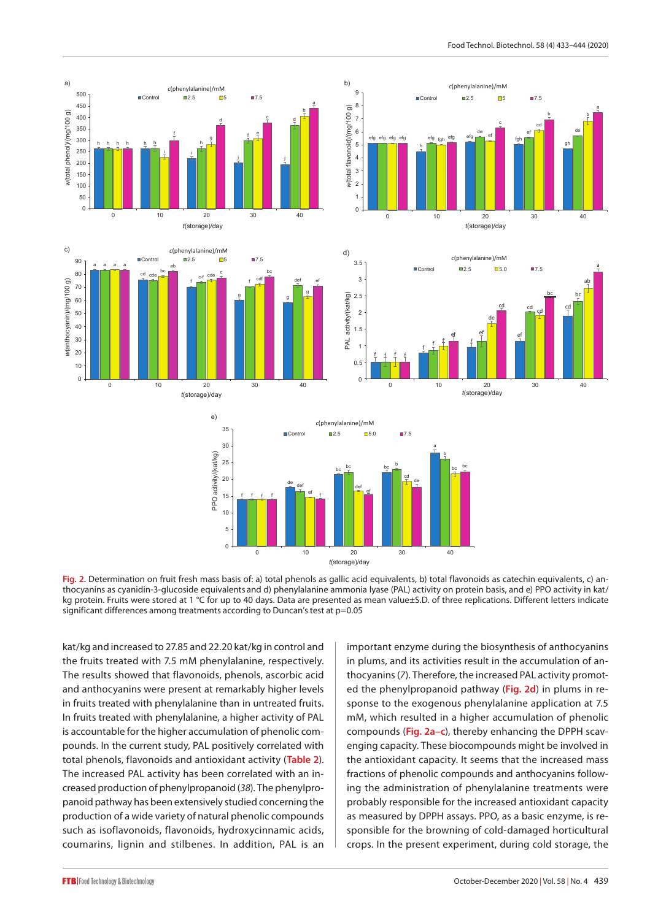Fig. 2. Determination on fruit fresh mass basis of: a) total phenols as gallic acid equivalents, b) total flavonoids as catechin equivalents, c) anthocyanins as cyanidin-3-glucoside equivalents and d) phenylalanine ammonia lyase (PAL) activity on protein basis, and e) PPO activity in kat/kg protein. Fruits were stored at 1 °C for up to 40 days. Data are presented as mean value±S.D. of three replications. Different letters indicate significant differences among treatments according to Duncan's test at p=0.05

kat/kg and increased to 27.85 and 22.20 kat/kg in control and the fruits treated with 7.5 mM phenylalanine, respectively. The results showed that flavonoids, phenols, ascorbic acid and anthocyanins were present at remarkably higher levels in fruits treated with phenylalanine than in untreated fruits. In fruits treated with phenylalanine, a higher activity of PAL is accountable for the higher accumulation of phenolic compounds. In the current study, PAL positively correlated with total phenols, flavonoids and antioxidant activity (Table 2). The increased PAL activity has been correlated with an increased production of phenylpropanoid (*38*). The phenylpropanoid pathway has been extensively studied concerning the production of a wide variety of natural phenolic compounds such as isoflavonoids, flavonoids, hydroxycinnamic acids, coumarins, lignin and stilbenes. In addition, PAL is an important enzyme during the biosynthesis of anthocyanins in plums, and its activities result in the accumulation of anthocyanins (*7*). Therefore, the increased PAL activity promoted the phenylpropanoid pathway (Fig. 2d) in plums in response to the exogenous phenylalanine application at 7.5 mM, which resulted in a higher accumulation of phenolic compounds (Fig. 2a–c), thereby enhancing the DPPH scavenging capacity. These biocompounds might be involved in the antioxidant capacity. It seems that the increased mass fractions of phenolic compounds and anthocyanins following the administration of phenylalanine treatments were probably responsible for the increased antioxidant capacity as measured by DPPH assays. PPO, as a basic enzyme, is responsible for the browning of cold-damaged horticultural crops. In the present experiment, during cold storage, the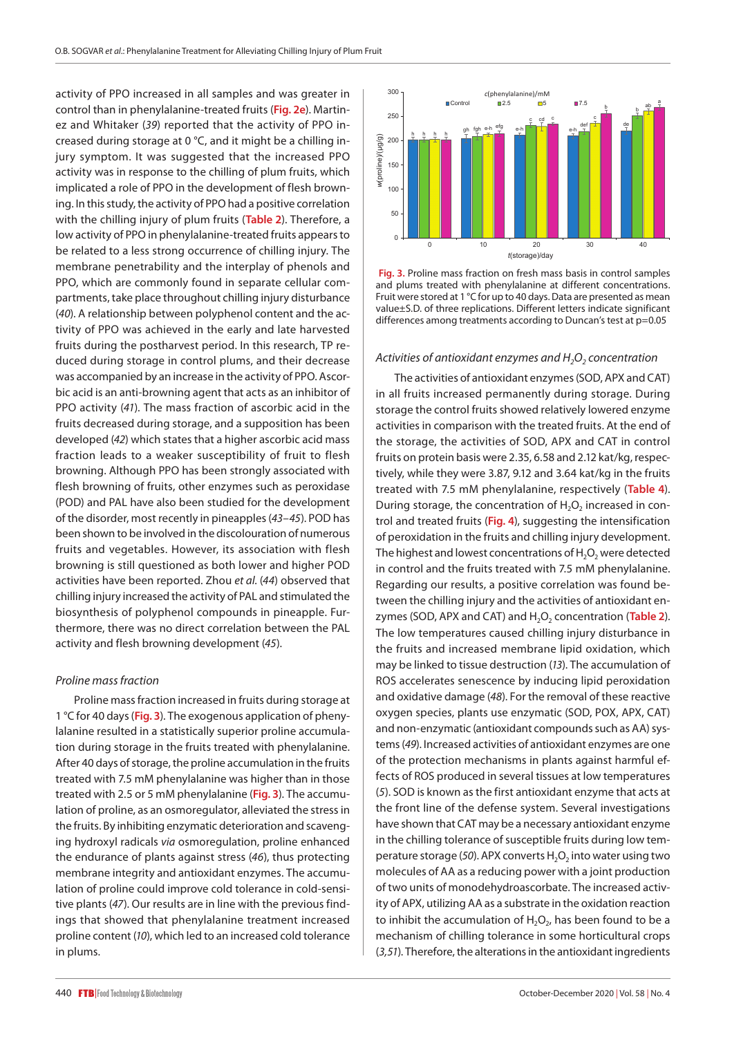activity of PPO increased in all samples and was greater in control than in phenylalanine-treated fruits (Fig. 2e). Martinez and Whitaker (39) reported that the activity of PPO increased during storage at 0 °C, and it might be a chilling injury symptom. It was suggested that the increased PPO activity was in response to the chilling of plum fruits, which implicated a role of PPO in the development of flesh browning. In this study, the activity of PPO had a positive correlation with the chilling injury of plum fruits (Table 2). Therefore, a low activity of PPO in phenylalanine-treated fruits appears to be related to a less strong occurrence of chilling injury. The membrane penetrability and the interplay of phenols and PPO, which are commonly found in separate cellular compartments, take place throughout chilling injury disturbance (40). A relationship between polyphenol content and the activity of PPO was achieved in the early and late harvested fruits during the postharvest period. In this research, TP reduced during storage in control plums, and their decrease was accompanied by an increase in the activity of PPO. Ascorbic acid is an anti-browning agent that acts as an inhibitor of PPO activity (41). The mass fraction of ascorbic acid in the fruits decreased during storage, and a supposition has been developed (42) which states that a higher ascorbic acid mass fraction leads to a weaker susceptibility of fruit to flesh browning. Although PPO has been strongly associated with flesh browning of fruits, other enzymes such as peroxidase (POD) and PAL have also been studied for the development of the disorder, most recently in pineapples (43–45). POD has been shown to be involved in the discolouration of numerous fruits and vegetables. However, its association with flesh browning is still questioned as both lower and higher POD activities have been reported. Zhou *et al.* (44) observed that chilling injury increased the activity of PAL and stimulated the biosynthesis of polyphenol compounds in pineapple. Furthermore, there was no direct correlation between the PAL activity and flesh browning development (45).

### *Proline mass fraction*

Proline mass fraction increased in fruits during storage at 1 °C for 40 days (Fig. 3). The exogenous application of phenylalanine resulted in a statistically superior proline accumulation during storage in the fruits treated with phenylalanine. After 40 days of storage, the proline accumulation in the fruits treated with 7.5 mM phenylalanine was higher than in those treated with 2.5 or 5 mM phenylalanine (Fig. 3). The accumulation of proline, as an osmoregulator, alleviated the stress in the fruits. By inhibiting enzymatic deterioration and scavenging hydroxyl radicals *via* osmoregulation, proline enhanced the endurance of plants against stress (46), thus protecting membrane integrity and antioxidant enzymes. The accumulation of proline could improve cold tolerance in cold-sensitive plants (47). Our results are in line with the previous findings that showed that phenylalanine treatment increased proline content (10), which led to an increased cold tolerance in plums.

**Fig. 3.** Proline mass fraction on fresh mass basis in control samples and plums treated with phenylalanine at different concentrations. Fruit were stored at 1 °C for up to 40 days. Data are presented as mean value±S.D. of three replications. Different letters indicate significant differences among treatments according to Duncan's test at p=0.05

### *Activities of antioxidant enzymes and $H_2O_2$ concentration*

The activities of antioxidant enzymes (SOD, APX and CAT) in all fruits increased permanently during storage. During storage the control fruits showed relatively lowered enzyme activities in comparison with the treated fruits. At the end of the storage, the activities of SOD, APX and CAT in control fruits on protein basis were 2.35, 6.58 and 2.12 kat/kg, respectively, while they were 3.87, 9.12 and 3.64 kat/kg in the fruits treated with 7.5 mM phenylalanine, respectively (Table 4). During storage, the concentration of $H_2O_2$ increased in control and treated fruits (Fig. 4), suggesting the intensification of peroxidation in the fruits and chilling injury development. The highest and lowest concentrations of $H_2O_2$ were detected in control and the fruits treated with 7.5 mM phenylalanine. Regarding our results, a positive correlation was found between the chilling injury and the activities of antioxidant enzymes (SOD, APX and CAT) and $H_2O_2$ concentration (Table 2). The low temperatures caused chilling injury disturbance in the fruits and increased membrane lipid oxidation, which may be linked to tissue destruction (13). The accumulation of ROS accelerates senescence by inducing lipid peroxidation and oxidative damage (48). For the removal of these reactive oxygen species, plants use enzymatic (SOD, POX, APX, CAT) and non-enzymatic (antioxidant compounds such as AA) systems (49). Increased activities of antioxidant enzymes are one of the protection mechanisms in plants against harmful effects of ROS produced in several tissues at low temperatures (5). SOD is known as the first antioxidant enzyme that acts at the front line of the defense system. Several investigations have shown that CAT may be a necessary antioxidant enzyme in the chilling tolerance of susceptible fruits during low temperature storage (50). APX converts $H_2O_2$ into water using two molecules of AA as a reducing power with a joint production of two units of monodehydroascorbate. The increased activity of APX, utilizing AA as a substrate in the oxidation reaction to inhibit the accumulation of $H_2O_2$, has been found to be a mechanism of chilling tolerance in some horticultural crops (3,51). Therefore, the alterations in the antioxidant ingredients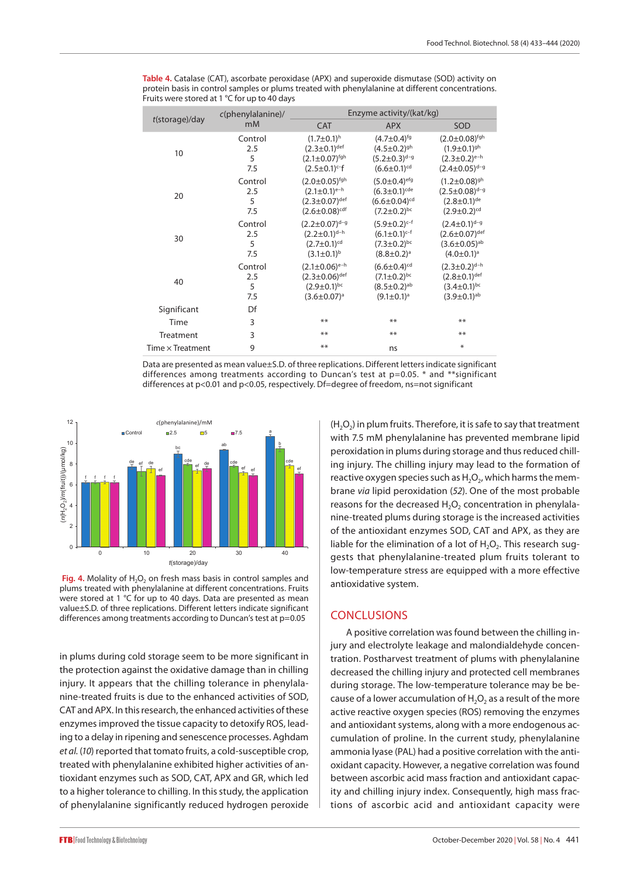**Table 4.** Catalase (CAT), ascorbate peroxidase (APX) and superoxide dismutase (SOD) activity on protein basis in control samples or plums treated with phenylalanine at different concentrations. Fruits were stored at 1 °C for up to 40 days

| t(storage)/day | c(phenylalanine)/mM | Enzyme activity/(kat/kg) | | |
|---|---|---|---|---|
| | | CAT | APX | SOD |
| 10 | Control | (1.7±0.1)[h] | (4.7±0.4)[fg] | (2.0±0.08)[fgh] |
| | 2.5 | (2.3±0.1)[def] | (4.5±0.2)[gh] | (1.9±0.1)[gh] |
| | 5 | (2.1±0.07)[fgh] | (5.2±0.3)[d–g] | (2.3±0.2)[e–h] |
| | 7.5 | (2.5±0.1)[c–f] | (6.6±0.1)[cd] | (2.4±0.05)[d–g] |
| 20 | Control | (2.0±0.05)[fgh] | (5.0±0.4)[efg] | (1.2±0.08)[gh] |
| | 2.5 | (2.1±0.1)[e–h] | (6.3±0.1)[cde] | (2.5±0.08)[d–g] |
| | 5 | (2.3±0.07)[def] | (6.6±0.04)[cd] | (2.8±0.1)[de] |
| | 7.5 | (2.6±0.08)[cdf] | (7.2±0.2)[bc] | (2.9±0.2)[cd] |
| 30 | Control | (2.2±0.07)[d–g] | (5.9±0.2)[c–f] | (2.4±0.1)[d–g] |
| | 2.5 | (2.2±0.1)[d–h] | (6.1±0.1)[c–f] | (2.6±0.07)[def] |
| | 5 | (2.7±0.1)[cd] | (7.3±0.2)[bc] | (3.6±0.05)[ab] |
| | 7.5 | (3.1±0.1)[b] | (8.8±0.2)[a] | (4.0±0.1)[a] |
| 40 | Control | (2.1±0.06)[e–h] | (6.6±0.4)[cd] | (2.3±0.2)[d–h] |
| | 2.5 | (2.3±0.06)[def] | (7.1±0.2)[bc] | (2.8±0.1)[def] |
| | 5 | (2.9±0.1)[bc] | (8.5±0.2)[ab] | (3.4±0.1)[bc] |
| | 7.5 | (3.6±0.07)[a] | (9.1±0.1)[a] | (3.9±0.1)[ab] |
| Significant | Df | | | |
| Time | 3 | ** | ** | ** |
| Treatment | 3 | ** | ** | ** |
| Time × Treatment | 9 | ** | ns | * |

Data are presented as mean value±S.D. of three replications. Different letters indicate significant differences among treatments according to Duncan's test at p=0.05. * and **significant differences at p<0.01 and p<0.05, respectively. Df=degree of freedom, ns=not significant

**Fig. 4.** Molality of $H_2O_2$ on fresh mass basis in control samples and plums treated with phenylalanine at different concentrations. Fruits were stored at 1 °C for up to 40 days. Data are presented as mean value±S.D. of three replications. Different letters indicate significant differences among treatments according to Duncan's test at p=0.05

in plums during cold storage seem to be more significant in the protection against the oxidative damage than in chilling injury. It appears that the chilling tolerance in phenylalanine-treated fruits is due to the enhanced activities of SOD, CAT and APX. In this research, the enhanced activities of these enzymes improved the tissue capacity to detoxify ROS, leading to a delay in ripening and senescence processes. Aghdam *et al.* (*10*) reported that tomato fruits, a cold-susceptible crop, treated with phenylalanine exhibited higher activities of antioxidant enzymes such as SOD, CAT, APX and GR, which led to a higher tolerance to chilling. In this study, the application of phenylalanine significantly reduced hydrogen peroxide ($H_2O_2$) in plum fruits. Therefore, it is safe to say that treatment with 7.5 mM phenylalanine has prevented membrane lipid peroxidation in plums during storage and thus reduced chilling injury. The chilling injury may lead to the formation of reactive oxygen species such as $H_2O_2$, which harms the membrane *via* lipid peroxidation (*52*). One of the most probable reasons for the decreased $H_2O_2$ concentration in phenylalanine-treated plums during storage is the increased activities of the antioxidant enzymes SOD, CAT and APX, as they are liable for the elimination of a lot of $H_2O_2$. This research suggests that phenylalanine-treated plum fruits tolerant to low-temperature stress are equipped with a more effective antioxidative system.

## CONCLUSIONS

A positive correlation was found between the chilling injury and electrolyte leakage and malondialdehyde concentration. Postharvest treatment of plums with phenylalanine decreased the chilling injury and protected cell membranes during storage. The low-temperature tolerance may be because of a lower accumulation of $H_2O_2$ as a result of the more active reactive oxygen species (ROS) removing the enzymes and antioxidant systems, along with a more endogenous accumulation of proline. In the current study, phenylalanine ammonia lyase (PAL) had a positive correlation with the antioxidant capacity. However, a negative correlation was found between ascorbic acid mass fraction and antioxidant capacity and chilling injury index. Consequently, high mass fractions of ascorbic acid and antioxidant capacity were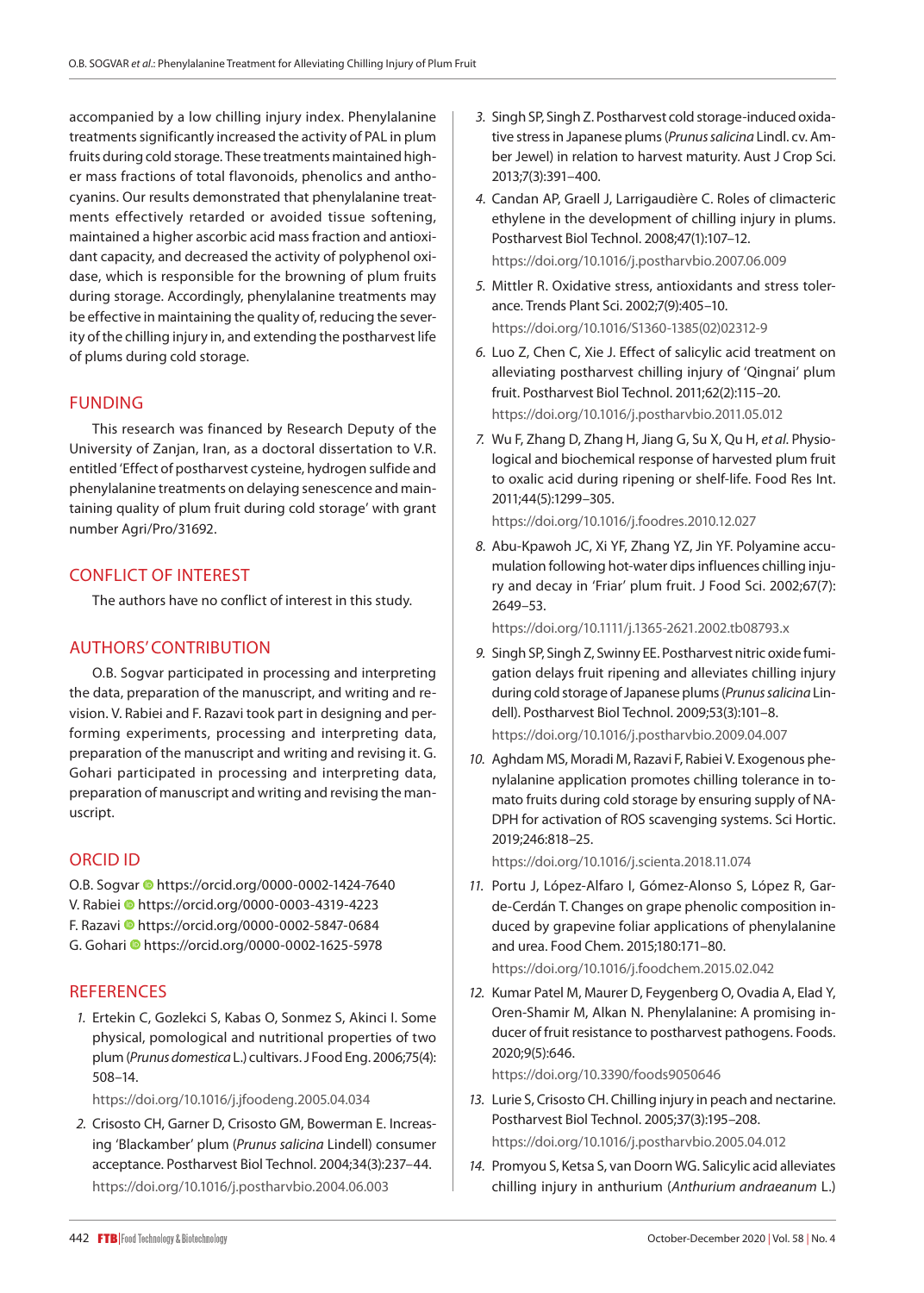accompanied by a low chilling injury index. Phenylalanine treatments significantly increased the activity of PAL in plum fruits during cold storage. These treatments maintained higher mass fractions of total flavonoids, phenolics and anthocyanins. Our results demonstrated that phenylalanine treatments effectively retarded or avoided tissue softening, maintained a higher ascorbic acid mass fraction and antioxidant capacity, and decreased the activity of polyphenol oxidase, which is responsible for the browning of plum fruits during storage. Accordingly, phenylalanine treatments may be effective in maintaining the quality of, reducing the severity of the chilling injury in, and extending the postharvest life of plums during cold storage.

## FUNDING

This research was financed by Research Deputy of the University of Zanjan, Iran, as a doctoral dissertation to V.R. entitled 'Effect of postharvest cysteine, hydrogen sulfide and phenylalanine treatments on delaying senescence and maintaining quality of plum fruit during cold storage' with grant number Agri/Pro/31692.

## CONFLICT OF INTEREST

The authors have no conflict of interest in this study.

## AUTHORS' CONTRIBUTION

O.B. Sogvar participated in processing and interpreting the data, preparation of the manuscript, and writing and revision. V. Rabiei and F. Razavi took part in designing and performing experiments, processing and interpreting data, preparation of the manuscript and writing and revising it. G. Gohari participated in processing and interpreting data, preparation of manuscript and writing and revising the manuscript.

## ORCID ID

O.B. Sogvar https://orcid.org/0000-0002-1424-7640
V. Rabiei https://orcid.org/0000-0003-4319-4223
F. Razavi https://orcid.org/0000-0002-5847-0684
G. Gohari https://orcid.org/0000-0002-1625-5978

## REFERENCES

1. Ertekin C, Gozlekci S, Kabas O, Sonmez S, Akinci I. Some physical, pomological and nutritional properties of two plum (*Prunus domestica* L.) cultivars. J Food Eng. 2006;75(4):508–14. https://doi.org/10.1016/j.jfoodeng.2005.04.034
2. Crisosto CH, Garner D, Crisosto GM, Bowerman E. Increasing 'Blackamber' plum (*Prunus salicina* Lindell) consumer acceptance. Postharvest Biol Technol. 2004;34(3):237–44. https://doi.org/10.1016/j.postharvbio.2004.06.003
3. Singh SP, Singh Z. Postharvest cold storage-induced oxidative stress in Japanese plums (*Prunus salicina* Lindl. cv. Amber Jewel) in relation to harvest maturity. Aust J Crop Sci. 2013;7(3):391–400.
4. Candan AP, Graell J, Larrigaudière C. Roles of climacteric ethylene in the development of chilling injury in plums. Postharvest Biol Technol. 2008;47(1):107–12. https://doi.org/10.1016/j.postharvbio.2007.06.009
5. Mittler R. Oxidative stress, antioxidants and stress tolerance. Trends Plant Sci. 2002;7(9):405–10. https://doi.org/10.1016/S1360-1385(02)02312-9
6. Luo Z, Chen C, Xie J. Effect of salicylic acid treatment on alleviating postharvest chilling injury of 'Qingnai' plum fruit. Postharvest Biol Technol. 2011;62(2):115–20. https://doi.org/10.1016/j.postharvbio.2011.05.012
7. Wu F, Zhang D, Zhang H, Jiang G, Su X, Qu H, *et al.* Physiological and biochemical response of harvested plum fruit to oxalic acid during ripening or shelf-life. Food Res Int. 2011;44(5):1299–305. https://doi.org/10.1016/j.foodres.2010.12.027
8. Abu-Kpawoh JC, Xi YF, Zhang YZ, Jin YF. Polyamine accumulation following hot-water dips influences chilling injury and decay in 'Friar' plum fruit. J Food Sci. 2002;67(7):2649–53. https://doi.org/10.1111/j.1365-2621.2002.tb08793.x
9. Singh SP, Singh Z, Swinny EE. Postharvest nitric oxide fumigation delays fruit ripening and alleviates chilling injury during cold storage of Japanese plums (*Prunus salicina* Lindell). Postharvest Biol Technol. 2009;53(3):101–8. https://doi.org/10.1016/j.postharvbio.2009.04.007
10. Aghdam MS, Moradi M, Razavi F, Rabiei V. Exogenous phenylalanine application promotes chilling tolerance in tomato fruits during cold storage by ensuring supply of NADPH for activation of ROS scavenging systems. Sci Hortic. 2019;246:818–25. https://doi.org/10.1016/j.scienta.2018.11.074
11. Portu J, López-Alfaro I, Gómez-Alonso S, López R, Garde-Cerdán T. Changes on grape phenolic composition induced by grapevine foliar applications of phenylalanine and urea. Food Chem. 2015;180:171–80. https://doi.org/10.1016/j.foodchem.2015.02.042
12. Kumar Patel M, Maurer D, Feygenberg O, Ovadia A, Elad Y, Oren-Shamir M, Alkan N. Phenylalanine: A promising inducer of fruit resistance to postharvest pathogens. Foods. 2020;9(5):646. https://doi.org/10.3390/foods9050646
13. Lurie S, Crisosto CH. Chilling injury in peach and nectarine. Postharvest Biol Technol. 2005;37(3):195–208. https://doi.org/10.1016/j.postharvbio.2005.04.012
14. Promyou S, Ketsa S, van Doorn WG. Salicylic acid alleviates chilling injury in anthurium (*Anthurium andraeanum* L.)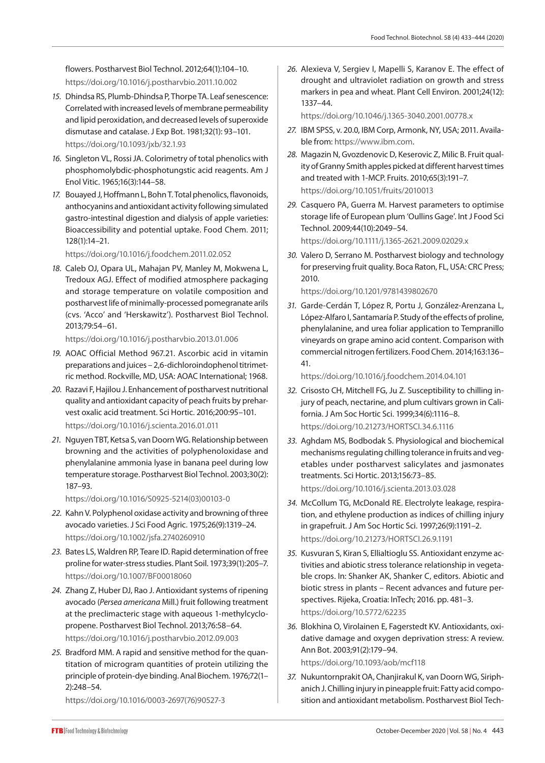flowers. Postharvest Biol Technol. 2012;64(1):104–10. https://doi.org/10.1016/j.postharvbio.2011.10.002

15. Dhindsa RS, Plumb-Dhindsa P, Thorpe TA. Leaf senescence: Correlated with increased levels of membrane permeability and lipid peroxidation, and decreased levels of superoxide dismutase and catalase. J Exp Bot. 1981;32(1): 93–101. https://doi.org/10.1093/jxb/32.1.93

16. Singleton VL, Rossi JA. Colorimetry of total phenolics with phosphomolybdic-phosphotungstic acid reagents. Am J Enol Vitic. 1965;16(3):144–58.

17. Bouayed J, Hoffmann L, Bohn T. Total phenolics, flavonoids, anthocyanins and antioxidant activity following simulated gastro-intestinal digestion and dialysis of apple varieties: Bioaccessibility and potential uptake. Food Chem. 2011; 128(1):14–21. https://doi.org/10.1016/j.foodchem.2011.02.052

18. Caleb OJ, Opara UL, Mahajan PV, Manley M, Mokwena L, Tredoux AGJ. Effect of modified atmosphere packaging and storage temperature on volatile composition and postharvest life of minimally-processed pomegranate arils (cvs. 'Acco' and 'Herskawitz'). Postharvest Biol Technol. 2013;79:54–61. https://doi.org/10.1016/j.postharvbio.2013.01.006

19. AOAC Official Method 967.21. Ascorbic acid in vitamin preparations and juices – 2,6-dichloroindophenol titrimetric method. Rockville, MD, USA: AOAC International; 1968.

20. Razavi F, Hajilou J. Enhancement of postharvest nutritional quality and antioxidant capacity of peach fruits by preharvest oxalic acid treatment. Sci Hortic. 2016;200:95–101. https://doi.org/10.1016/j.scienta.2016.01.011

21. Nguyen TBT, Ketsa S, van Doorn WG. Relationship between browning and the activities of polyphenoloxidase and phenylalanine ammonia lyase in banana peel during low temperature storage. Postharvest Biol Technol. 2003;30(2): 187–93. https://doi.org/10.1016/S0925-5214(03)00103-0

22. Kahn V. Polyphenol oxidase activity and browning of three avocado varieties. J Sci Food Agric. 1975;26(9):1319–24. https://doi.org/10.1002/jsfa.2740260910

23. Bates LS, Waldren RP, Teare ID. Rapid determination of free proline for water-stress studies. Plant Soil. 1973;39(1):205–7. https://doi.org/10.1007/BF00018060

24. Zhang Z, Huber DJ, Rao J. Antioxidant systems of ripening avocado (*Persea americana* Mill.) fruit following treatment at the preclimacteric stage with aqueous 1-methylcyclopropene. Postharvest Biol Technol. 2013;76:58–64. https://doi.org/10.1016/j.postharvbio.2012.09.003

25. Bradford MM. A rapid and sensitive method for the quantitation of microgram quantities of protein utilizing the principle of protein-dye binding. Anal Biochem. 1976;72(1–2):248–54. https://doi.org/10.1016/0003-2697(76)90527-3

26. Alexieva V, Sergiev I, Mapelli S, Karanov E. The effect of drought and ultraviolet radiation on growth and stress markers in pea and wheat. Plant Cell Environ. 2001;24(12): 1337–44. https://doi.org/10.1046/j.1365-3040.2001.00778.x

27. IBM SPSS, v. 20.0, IBM Corp, Armonk, NY, USA; 2011. Available from: https://www.ibm.com.

28. Magazin N, Gvozdenovic D, Keserovic Z, Milic B. Fruit quality of Granny Smith apples picked at different harvest times and treated with 1-MCP. Fruits. 2010;65(3):191–7. https://doi.org/10.1051/fruits/2010013

29. Casquero PA, Guerra M. Harvest parameters to optimise storage life of European plum 'Oullins Gage'. Int J Food Sci Technol. 2009;44(10):2049–54. https://doi.org/10.1111/j.1365-2621.2009.02029.x

30. Valero D, Serrano M. Postharvest biology and technology for preserving fruit quality. Boca Raton, FL, USA: CRC Press; 2010. https://doi.org/10.1201/9781439802670

31. Garde-Cerdán T, López R, Portu J, González-Arenzana L, López-Alfaro I, Santamaría P. Study of the effects of proline, phenylalanine, and urea foliar application to Tempranillo vineyards on grape amino acid content. Comparison with commercial nitrogen fertilizers. Food Chem. 2014;163:136–41. https://doi.org/10.1016/j.foodchem.2014.04.101

32. Crisosto CH, Mitchell FG, Ju Z. Susceptibility to chilling injury of peach, nectarine, and plum cultivars grown in California. J Am Soc Hortic Sci. 1999;34(6):1116–8. https://doi.org/10.21273/HORTSCI.34.6.1116

33. Aghdam MS, Bodbodak S. Physiological and biochemical mechanisms regulating chilling tolerance in fruits and vegetables under postharvest salicylates and jasmonates treatments. Sci Hortic. 2013;156:73–85. https://doi.org/10.1016/j.scienta.2013.03.028

34. McCollum TG, McDonald RE. Electrolyte leakage, respiration, and ethylene production as indices of chilling injury in grapefruit. J Am Soc Hortic Sci. 1997;26(9):1191–2. https://doi.org/10.21273/HORTSCI.26.9.1191

35. Kusvuran S, Kiran S, Ellialtioglu SS. Antioxidant enzyme activities and abiotic stress tolerance relationship in vegetable crops. In: Shanker AK, Shanker C, editors. Abiotic and biotic stress in plants – Recent advances and future perspectives. Rijeka, Croatia: InTech; 2016. pp. 481–3. https://doi.org/10.5772/62235

36. Blokhina O, Virolainen E, Fagerstedt KV. Antioxidants, oxidative damage and oxygen deprivation stress: A review. Ann Bot. 2003;91(2):179–94. https://doi.org/10.1093/aob/mcf118

37. Nukuntornprakit OA, Chanjirakul K, van Doorn WG, Siriphanich J. Chilling injury in pineapple fruit: Fatty acid composition and antioxidant metabolism. Postharvest Biol Tech-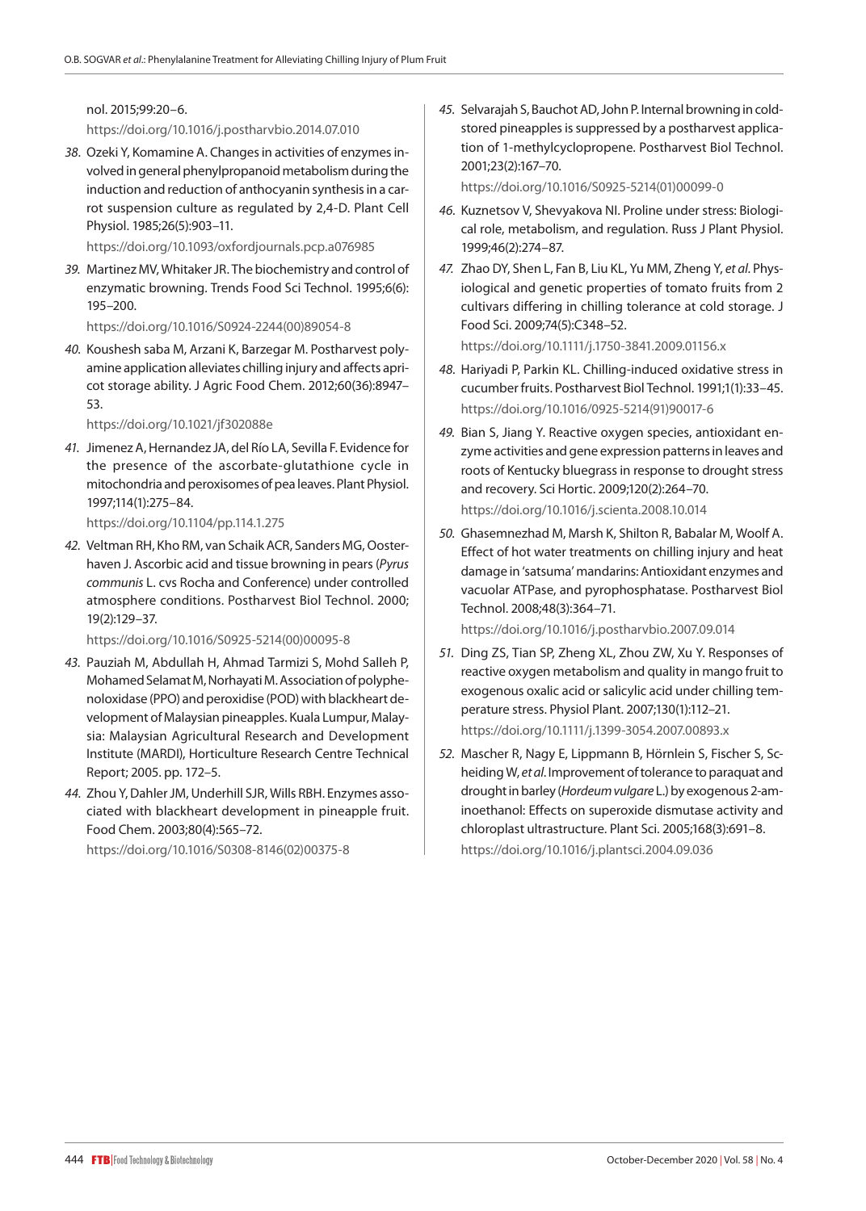nol. 2015;99:20–6.
https://doi.org/10.1016/j.postharvbio.2014.07.010

*38.* Ozeki Y, Komamine A. Changes in activities of enzymes involved in general phenylpropanoid metabolism during the induction and reduction of anthocyanin synthesis in a carrot suspension culture as regulated by 2,4-D. Plant Cell Physiol. 1985;26(5):903–11.
https://doi.org/10.1093/oxfordjournals.pcp.a076985

*39.* Martinez MV, Whitaker JR. The biochemistry and control of enzymatic browning. Trends Food Sci Technol. 1995;6(6):195–200.
https://doi.org/10.1016/S0924-2244(00)89054-8

*40.* Koushesh saba M, Arzani K, Barzegar M. Postharvest polyamine application alleviates chilling injury and affects apricot storage ability. J Agric Food Chem. 2012;60(36):8947–53.
https://doi.org/10.1021/jf302088e

*41.* Jimenez A, Hernandez JA, del Río LA, Sevilla F. Evidence for the presence of the ascorbate-glutathione cycle in mitochondria and peroxisomes of pea leaves. Plant Physiol. 1997;114(1):275–84.
https://doi.org/10.1104/pp.114.1.275

*42.* Veltman RH, Kho RM, van Schaik ACR, Sanders MG, Oosterhaven J. Ascorbic acid and tissue browning in pears (*Pyrus communis* L. cvs Rocha and Conference) under controlled atmosphere conditions. Postharvest Biol Technol. 2000;19(2):129–37.
https://doi.org/10.1016/S0925-5214(00)00095-8

*43.* Pauziah M, Abdullah H, Ahmad Tarmizi S, Mohd Salleh P, Mohamed Selamat M, Norhayati M. Association of polyphenoloxidase (PPO) and peroxidise (POD) with blackheart development of Malaysian pineapples. Kuala Lumpur, Malaysia: Malaysian Agricultural Research and Development Institute (MARDI), Horticulture Research Centre Technical Report; 2005. pp. 172–5.

*44.* Zhou Y, Dahler JM, Underhill SJR, Wills RBH. Enzymes associated with blackheart development in pineapple fruit. Food Chem. 2003;80(4):565–72.
https://doi.org/10.1016/S0308-8146(02)00375-8

*45.* Selvarajah S, Bauchot AD, John P. Internal browning in cold-stored pineapples is suppressed by a postharvest application of 1-methylcyclopropene. Postharvest Biol Technol. 2001;23(2):167–70.
https://doi.org/10.1016/S0925-5214(01)00099-0

*46.* Kuznetsov V, Shevyakova NI. Proline under stress: Biological role, metabolism, and regulation. Russ J Plant Physiol. 1999;46(2):274–87.

*47.* Zhao DY, Shen L, Fan B, Liu KL, Yu MM, Zheng Y, *et al.* Physiological and genetic properties of tomato fruits from 2 cultivars differing in chilling tolerance at cold storage. J Food Sci. 2009;74(5):C348–52.
https://doi.org/10.1111/j.1750-3841.2009.01156.x

*48.* Hariyadi P, Parkin KL. Chilling-induced oxidative stress in cucumber fruits. Postharvest Biol Technol. 1991;1(1):33–45.
https://doi.org/10.1016/0925-5214(91)90017-6

*49.* Bian S, Jiang Y. Reactive oxygen species, antioxidant enzyme activities and gene expression patterns in leaves and roots of Kentucky bluegrass in response to drought stress and recovery. Sci Hortic. 2009;120(2):264–70.
https://doi.org/10.1016/j.scienta.2008.10.014

*50.* Ghasemnezhad M, Marsh K, Shilton R, Babalar M, Woolf A. Effect of hot water treatments on chilling injury and heat damage in 'satsuma' mandarins: Antioxidant enzymes and vacuolar ATPase, and pyrophosphatase. Postharvest Biol Technol. 2008;48(3):364–71.
https://doi.org/10.1016/j.postharvbio.2007.09.014

*51.* Ding ZS, Tian SP, Zheng XL, Zhou ZW, Xu Y. Responses of reactive oxygen metabolism and quality in mango fruit to exogenous oxalic acid or salicylic acid under chilling temperature stress. Physiol Plant. 2007;130(1):112–21.
https://doi.org/10.1111/j.1399-3054.2007.00893.x

*52.* Mascher R, Nagy E, Lippmann B, Hörnlein S, Fischer S, Scheiding W, *et al.* Improvement of tolerance to paraquat and drought in barley (*Hordeum vulgare* L.) by exogenous 2-aminoethanol: Effects on superoxide dismutase activity and chloroplast ultrastructure. Plant Sci. 2005;168(3):691–8.
https://doi.org/10.1016/j.plantsci.2004.09.036